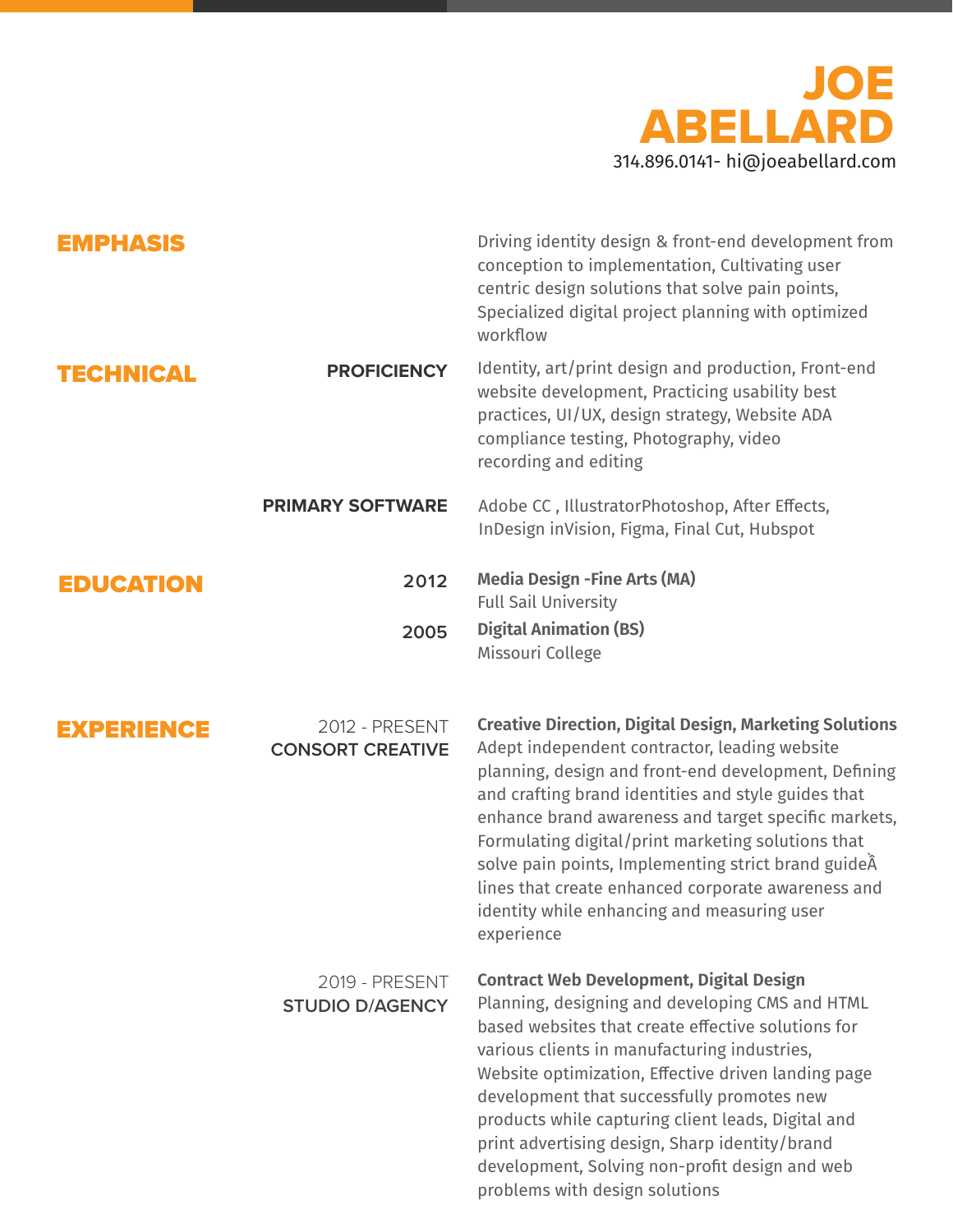# JOE ABELLARD

314.896.0141- hi@joeabellard.com

## EMPHASIS

Driving identity design & front-end development from conception to implementation, Cultivating user centric design solutions that solve pain points, Specialized digital project planning with optimized workflow

## TECHNICAL

**PROFICIENCY**

Identity, art/print design and production, Front-end website development, Practicing usability best practices, UI/UX, design strategy, Website ADA compliance testing, Photography, video recording and editing

**PRIMARY SOFTWARE**

Adobe CC , IllustratorPhotoshop, After Effects, InDesign inVision, Figma, Final Cut, Hubspot

## EDUCATION

**2012**

**Media Design -Fine Arts (MA)**
Full Sail University

**2005**

**Digital Animation (BS)**
Missouri College

## EXPERIENCE

2012 - PRESENT
**CONSORT CREATIVE**

**Creative Direction, Digital Design, Marketing Solutions**
Adept independent contractor, leading website planning, design and front-end development, Defining and crafting brand identities and style guides that enhance brand awareness and target specific markets, Formulating digital/print marketing solutions that solve pain points, Implementing strict brand guideẦ lines that create enhanced corporate awareness and identity while enhancing and measuring user experience

2019 - PRESENT
**STUDIO D/AGENCY**

**Contract Web Development, Digital Design**
Planning, designing and developing CMS and HTML based websites that create effective solutions for various clients in manufacturing industries, Website optimization, Effective driven landing page development that successfully promotes new products while capturing client leads, Digital and print advertising design, Sharp identity/brand development, Solving non-profit design and web problems with design solutions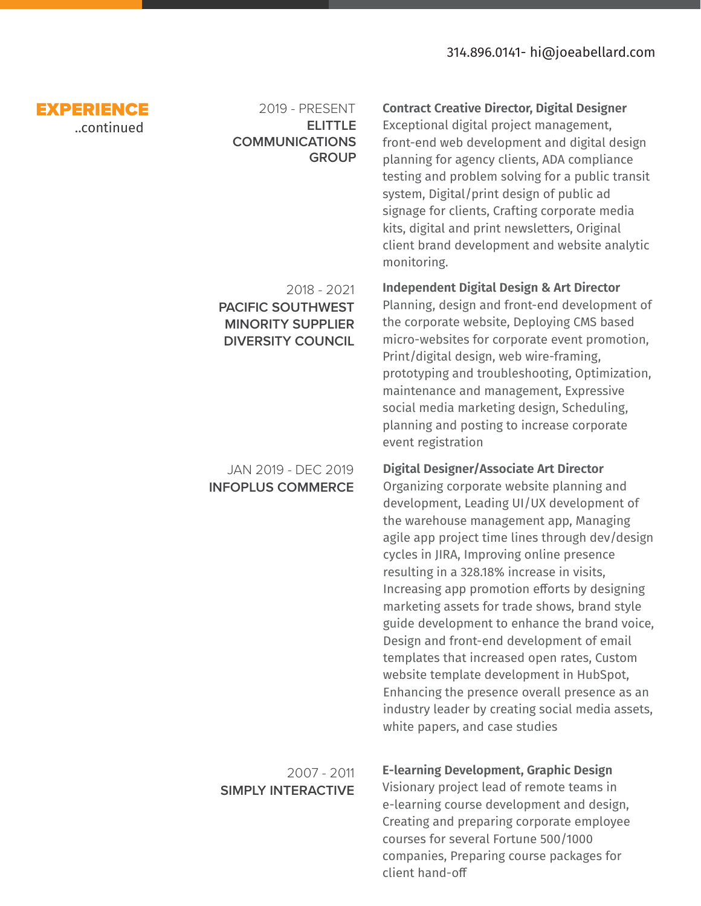314.896.0141- hi@joeabellard.com

## EXPERIENCE
..continued

2019 - PRESENT
**ELITTLE COMMUNICATIONS GROUP**

**Contract Creative Director, Digital Designer**
Exceptional digital project management, front-end web development and digital design planning for agency clients, ADA compliance testing and problem solving for a public transit system, Digital/print design of public ad signage for clients, Crafting corporate media kits, digital and print newsletters, Original client brand development and website analytic monitoring.

2018 - 2021
**PACIFIC SOUTHWEST MINORITY SUPPLIER DIVERSITY COUNCIL**

**Independent Digital Design & Art Director**
Planning, design and front-end development of the corporate website, Deploying CMS based micro-websites for corporate event promotion, Print/digital design, web wire-framing, prototyping and troubleshooting, Optimization, maintenance and management, Expressive social media marketing design, Scheduling, planning and posting to increase corporate event registration

JAN 2019 - DEC 2019
**INFOPLUS COMMERCE**

**Digital Designer/Associate Art Director**
Organizing corporate website planning and development, Leading UI/UX development of the warehouse management app, Managing agile app project time lines through dev/design cycles in JIRA, Improving online presence resulting in a 328.18% increase in visits, Increasing app promotion efforts by designing marketing assets for trade shows, brand style guide development to enhance the brand voice, Design and front-end development of email templates that increased open rates, Custom website template development in HubSpot, Enhancing the presence overall presence as an industry leader by creating social media assets, white papers, and case studies

2007 - 2011
**SIMPLY INTERACTIVE**

**E-learning Development, Graphic Design**
Visionary project lead of remote teams in e-learning course development and design, Creating and preparing corporate employee courses for several Fortune 500/1000 companies, Preparing course packages for client hand-off